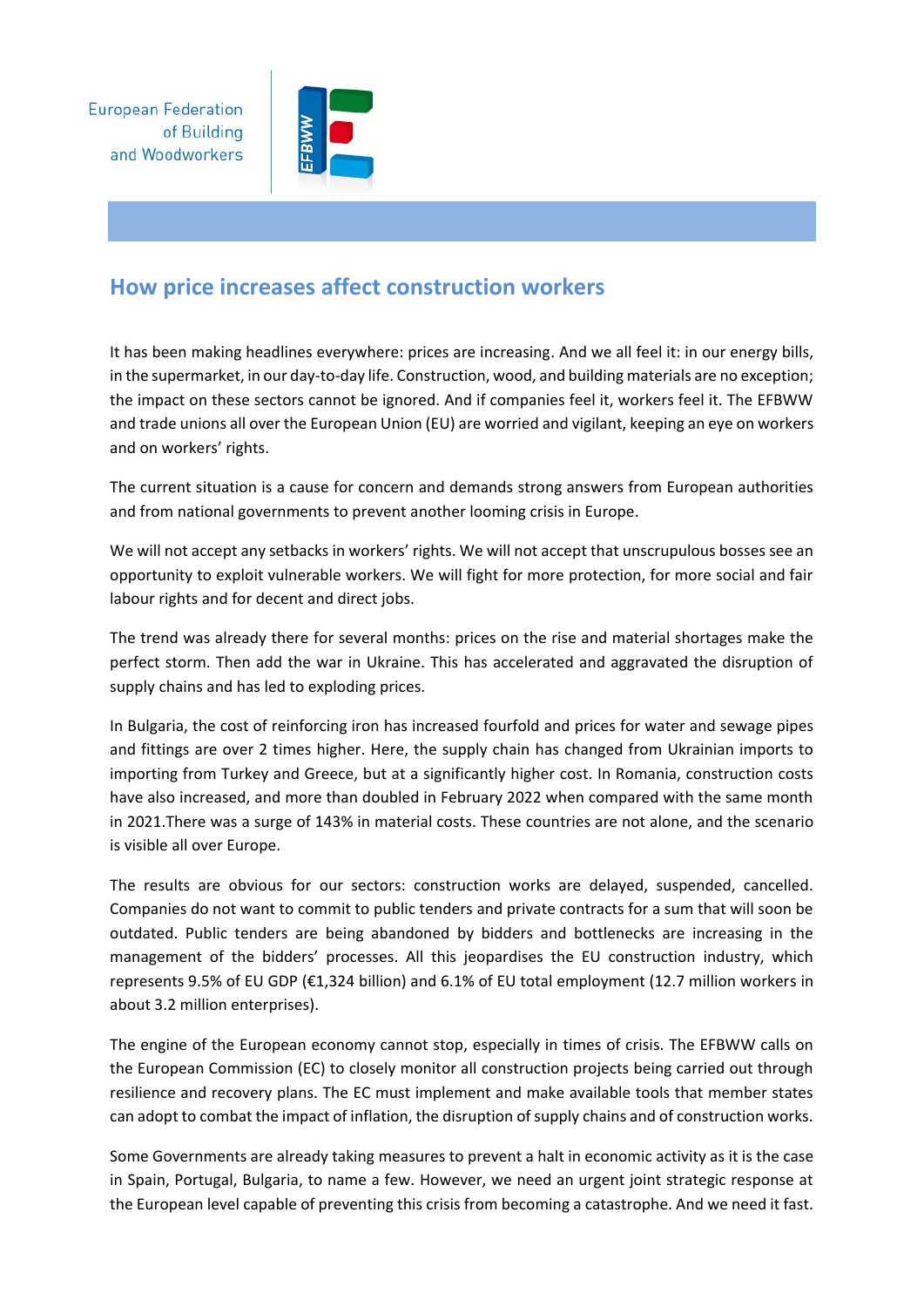European Federation of Building and Woodworkers

# How price increases affect construction workers

It has been making headlines everywhere: prices are increasing. And we all feel it: in our energy bills, in the supermarket, in our day-to-day life. Construction, wood, and building materials are no exception; the impact on these sectors cannot be ignored. And if companies feel it, workers feel it. The EFBWW and trade unions all over the European Union (EU) are worried and vigilant, keeping an eye on workers and on workers' rights.

The current situation is a cause for concern and demands strong answers from European authorities and from national governments to prevent another looming crisis in Europe.

We will not accept any setbacks in workers' rights. We will not accept that unscrupulous bosses see an opportunity to exploit vulnerable workers. We will fight for more protection, for more social and fair labour rights and for decent and direct jobs.

The trend was already there for several months: prices on the rise and material shortages make the perfect storm. Then add the war in Ukraine. This has accelerated and aggravated the disruption of supply chains and has led to exploding prices.

In Bulgaria, the cost of reinforcing iron has increased fourfold and prices for water and sewage pipes and fittings are over 2 times higher. Here, the supply chain has changed from Ukrainian imports to importing from Turkey and Greece, but at a significantly higher cost. In Romania, construction costs have also increased, and more than doubled in February 2022 when compared with the same month in 2021.There was a surge of 143% in material costs. These countries are not alone, and the scenario is visible all over Europe.

The results are obvious for our sectors: construction works are delayed, suspended, cancelled. Companies do not want to commit to public tenders and private contracts for a sum that will soon be outdated. Public tenders are being abandoned by bidders and bottlenecks are increasing in the management of the bidders' processes. All this jeopardises the EU construction industry, which represents 9.5% of EU GDP (€1,324 billion) and 6.1% of EU total employment (12.7 million workers in about 3.2 million enterprises).

The engine of the European economy cannot stop, especially in times of crisis. The EFBWW calls on the European Commission (EC) to closely monitor all construction projects being carried out through resilience and recovery plans. The EC must implement and make available tools that member states can adopt to combat the impact of inflation, the disruption of supply chains and of construction works.

Some Governments are already taking measures to prevent a halt in economic activity as it is the case in Spain, Portugal, Bulgaria, to name a few. However, we need an urgent joint strategic response at the European level capable of preventing this crisis from becoming a catastrophe. And we need it fast.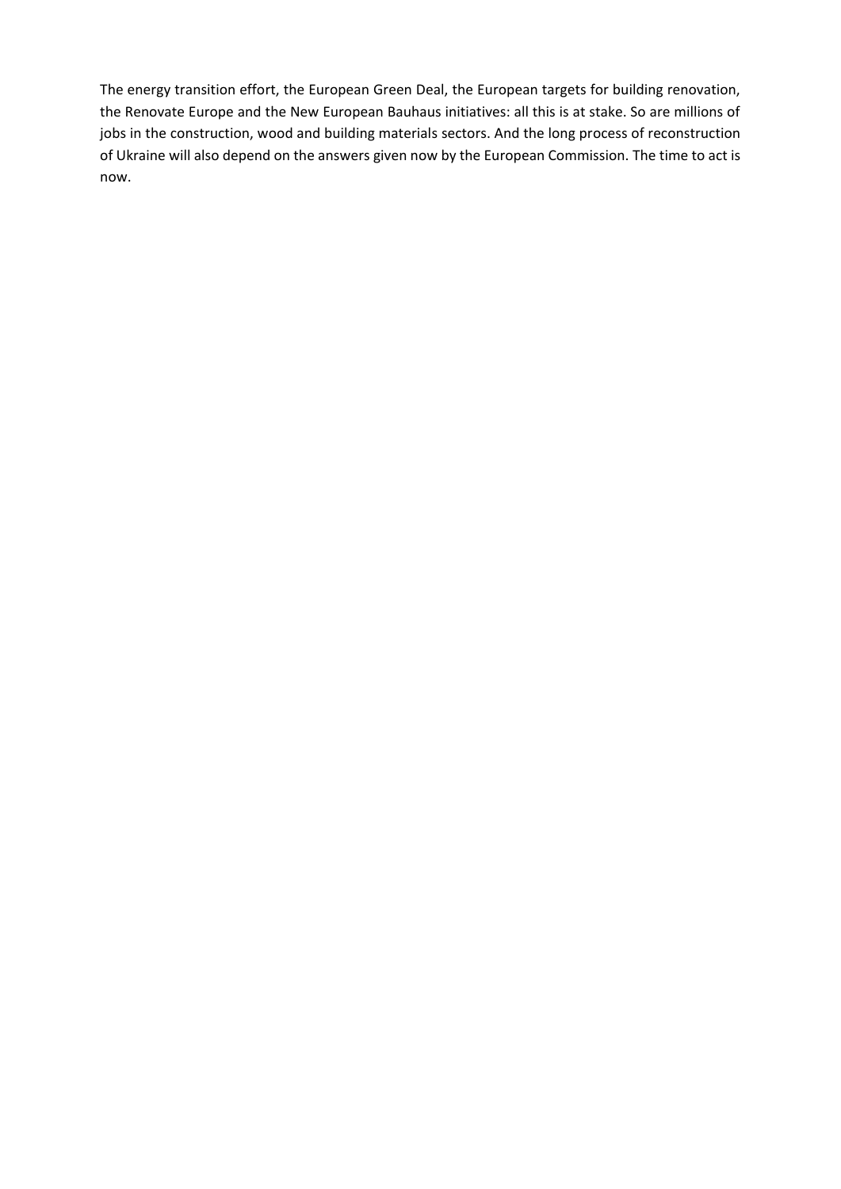The energy transition effort, the European Green Deal, the European targets for building renovation, the Renovate Europe and the New European Bauhaus initiatives: all this is at stake. So are millions of jobs in the construction, wood and building materials sectors. And the long process of reconstruction of Ukraine will also depend on the answers given now by the European Commission. The time to act is now.